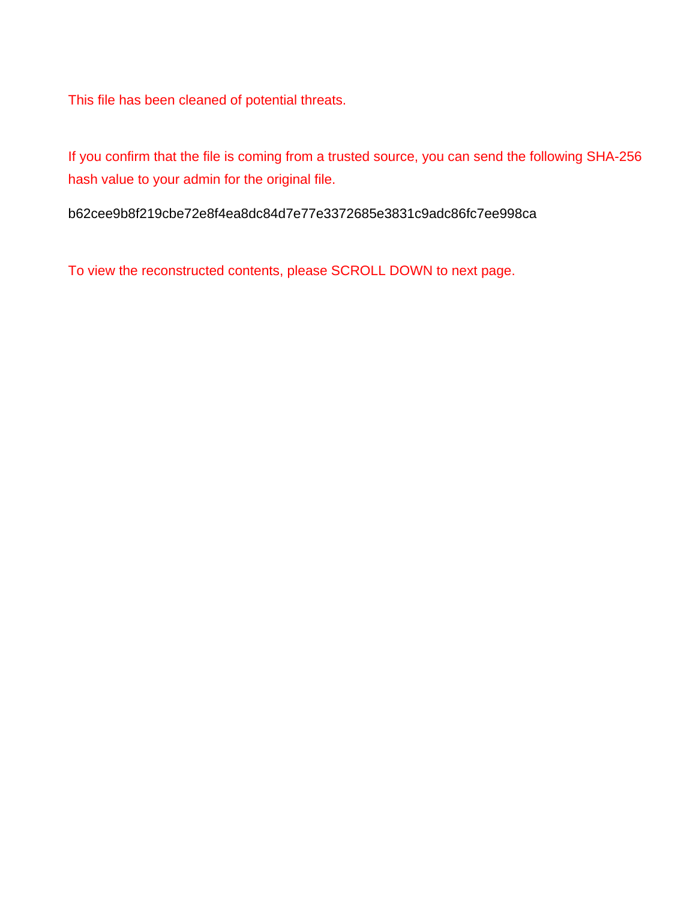This file has been cleaned of potential threats.

If you confirm that the file is coming from a trusted source, you can send the following SHA-256 hash value to your admin for the original file.

b62cee9b8f219cbe72e8f4ea8dc84d7e77e3372685e3831c9adc86fc7ee998ca

To view the reconstructed contents, please SCROLL DOWN to next page.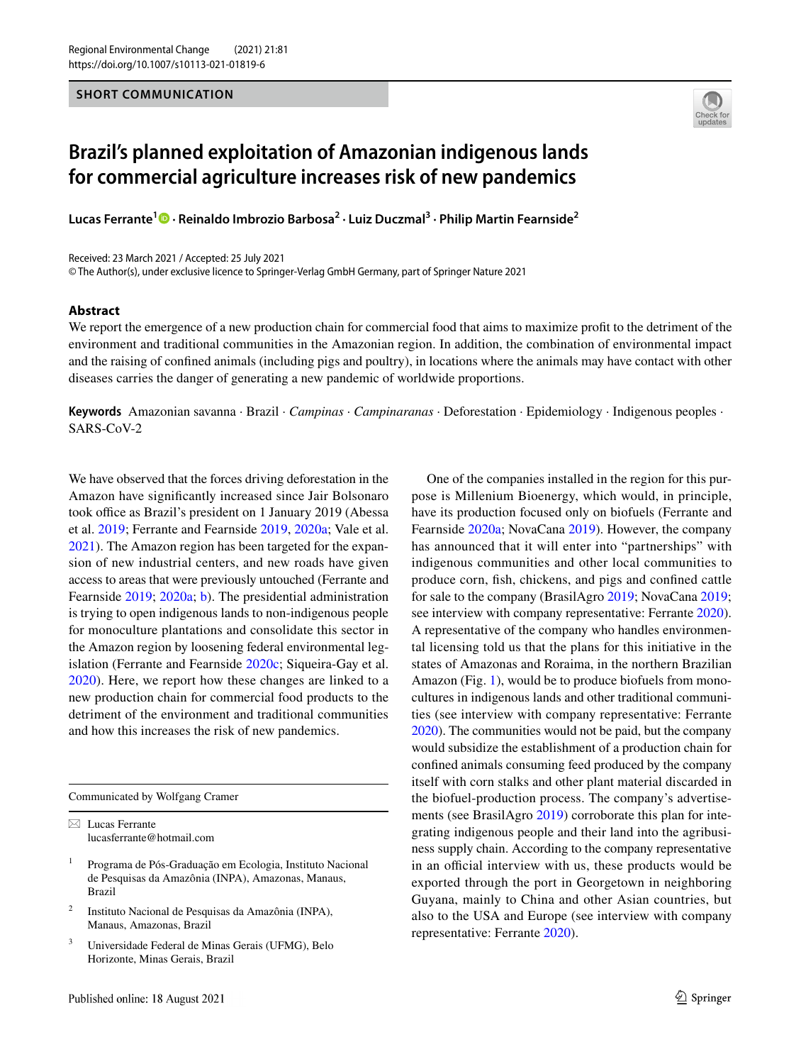SHORT COMMUNICATION

# Brazil's planned exploitation of Amazonian indigenous lands for commercial agriculture increases risk of new pandemics

**Lucas Ferrante[1] · Reinaldo Imbrozio Barbosa[2] · Luiz Duczmal[3] · Philip Martin Fearnside[2]**

Received: 23 March 2021 / Accepted: 25 July 2021
© The Author(s), under exclusive licence to Springer-Verlag GmbH Germany, part of Springer Nature 2021

## Abstract

We report the emergence of a new production chain for commercial food that aims to maximize profit to the detriment of the environment and traditional communities in the Amazonian region. In addition, the combination of environmental impact and the raising of confined animals (including pigs and poultry), in locations where the animals may have contact with other diseases carries the danger of generating a new pandemic of worldwide proportions.

**Keywords** Amazonian savanna · Brazil · *Campinas* · *Campinaranas* · Deforestation · Epidemiology · Indigenous peoples · SARS-CoV-2

We have observed that the forces driving deforestation in the Amazon have significantly increased since Jair Bolsonaro took office as Brazil's president on 1 January 2019 (Abessa et al. 2019; Ferrante and Fearnside 2019, 2020a; Vale et al. 2021). The Amazon region has been targeted for the expansion of new industrial centers, and new roads have given access to areas that were previously untouched (Ferrante and Fearnside 2019; 2020a; b). The presidential administration is trying to open indigenous lands to non-indigenous people for monoculture plantations and consolidate this sector in the Amazon region by loosening federal environmental legislation (Ferrante and Fearnside 2020c; Siqueira-Gay et al. 2020). Here, we report how these changes are linked to a new production chain for commercial food products to the detriment of the environment and traditional communities and how this increases the risk of new pandemics.

One of the companies installed in the region for this purpose is Millenium Bioenergy, which would, in principle, have its production focused only on biofuels (Ferrante and Fearnside 2020a; NovaCana 2019). However, the company has announced that it will enter into "partnerships" with indigenous communities and other local communities to produce corn, fish, chickens, and pigs and confined cattle for sale to the company (BrasilAgro 2019; NovaCana 2019; see interview with company representative: Ferrante 2020). A representative of the company who handles environmental licensing told us that the plans for this initiative in the states of Amazonas and Roraima, in the northern Brazilian Amazon (Fig. 1), would be to produce biofuels from monocultures in indigenous lands and other traditional communities (see interview with company representative: Ferrante 2020). The communities would not be paid, but the company would subsidize the establishment of a production chain for confined animals consuming feed produced by the company itself with corn stalks and other plant material discarded in the biofuel-production process. The company's advertisements (see BrasilAgro 2019) corroborate this plan for integrating indigenous people and their land into the agribusiness supply chain. According to the company representative in an official interview with us, these products would be exported through the port in Georgetown in neighboring Guyana, mainly to China and other Asian countries, but also to the USA and Europe (see interview with company representative: Ferrante 2020).

---

Communicated by Wolfgang Cramer

✉ Lucas Ferrante
lucasferrante@hotmail.com

[1] Programa de Pós-Graduação em Ecologia, Instituto Nacional de Pesquisas da Amazônia (INPA), Amazonas, Manaus, Brazil

[2] Instituto Nacional de Pesquisas da Amazônia (INPA), Manaus, Amazonas, Brazil

[3] Universidade Federal de Minas Gerais (UFMG), Belo Horizonte, Minas Gerais, Brazil

Published online: 18 August 2021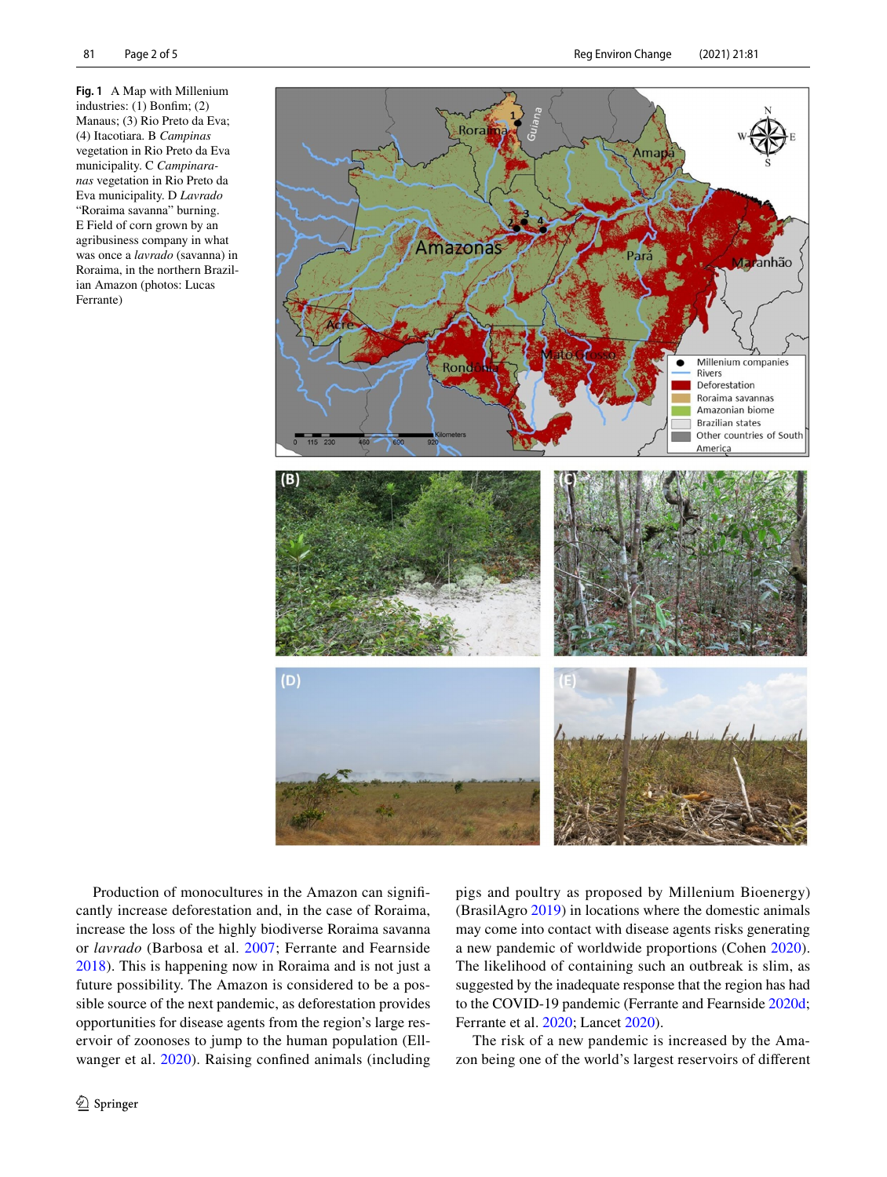**Fig. 1** A Map with Millenium industries: (1) Bonfim; (2) Manaus; (3) Rio Preto da Eva; (4) Itacotiara. B *Campinas* vegetation in Rio Preto da Eva municipality. C *Campinaranas* vegetation in Rio Preto da Eva municipality. D *Lavrado* "Roraima savanna" burning. E Field of corn grown by an agribusiness company in what was once a *lavrado* (savanna) in Roraima, in the northern Brazilian Amazon (photos: Lucas Ferrante)

Production of monocultures in the Amazon can significantly increase deforestation and, in the case of Roraima, increase the loss of the highly biodiverse Roraima savanna or *lavrado* (Barbosa et al. 2007; Ferrante and Fearnside 2018). This is happening now in Roraima and is not just a future possibility. The Amazon is considered to be a possible source of the next pandemic, as deforestation provides opportunities for disease agents from the region's large reservoir of zoonoses to jump to the human population (Ellwanger et al. 2020). Raising confined animals (including pigs and poultry as proposed by Millenium Bioenergy) (BrasilAgro 2019) in locations where the domestic animals may come into contact with disease agents risks generating a new pandemic of worldwide proportions (Cohen 2020). The likelihood of containing such an outbreak is slim, as suggested by the inadequate response that the region has had to the COVID-19 pandemic (Ferrante and Fearnside 2020d; Ferrante et al. 2020; Lancet 2020).

The risk of a new pandemic is increased by the Amazon being one of the world's largest reservoirs of different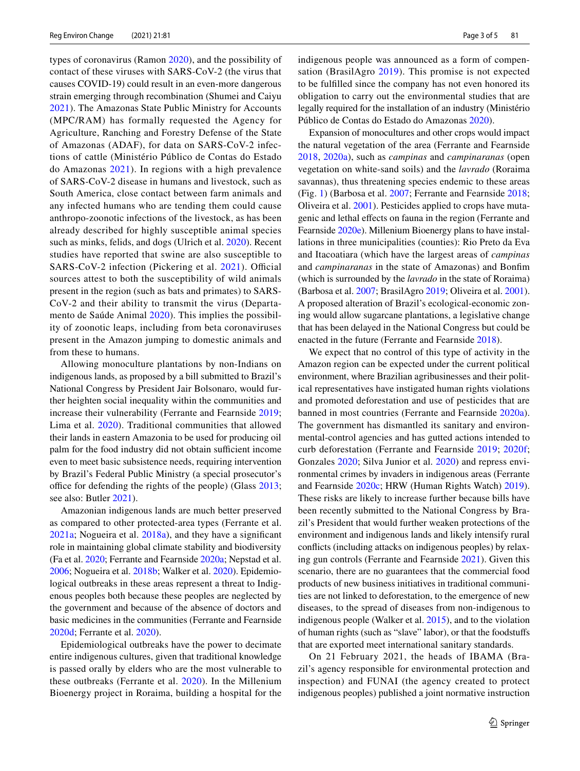types of coronavirus (Ramon 2020), and the possibility of contact of these viruses with SARS-CoV-2 (the virus that causes COVID-19) could result in an even-more dangerous strain emerging through recombination (Shumei and Caiyu 2021). The Amazonas State Public Ministry for Accounts (MPC/RAM) has formally requested the Agency for Agriculture, Ranching and Forestry Defense of the State of Amazonas (ADAF), for data on SARS-CoV-2 infections of cattle (Ministério Público de Contas do Estado do Amazonas 2021). In regions with a high prevalence of SARS-CoV-2 disease in humans and livestock, such as South America, close contact between farm animals and any infected humans who are tending them could cause anthropo-zoonotic infections of the livestock, as has been already described for highly susceptible animal species such as minks, felids, and dogs (Ulrich et al. 2020). Recent studies have reported that swine are also susceptible to SARS-CoV-2 infection (Pickering et al. 2021). Official sources attest to both the susceptibility of wild animals present in the region (such as bats and primates) to SARS-CoV-2 and their ability to transmit the virus (Departamento de Saúde Animal 2020). This implies the possibility of zoonotic leaps, including from beta coronaviruses present in the Amazon jumping to domestic animals and from these to humans.

Allowing monoculture plantations by non-Indians on indigenous lands, as proposed by a bill submitted to Brazil's National Congress by President Jair Bolsonaro, would further heighten social inequality within the communities and increase their vulnerability (Ferrante and Fearnside 2019; Lima et al. 2020). Traditional communities that allowed their lands in eastern Amazonia to be used for producing oil palm for the food industry did not obtain sufficient income even to meet basic subsistence needs, requiring intervention by Brazil's Federal Public Ministry (a special prosecutor's office for defending the rights of the people) (Glass 2013; see also: Butler 2021).

Amazonian indigenous lands are much better preserved as compared to other protected-area types (Ferrante et al. 2021a; Nogueira et al. 2018a), and they have a significant role in maintaining global climate stability and biodiversity (Fa et al. 2020; Ferrante and Fearnside 2020a; Nepstad et al. 2006; Nogueira et al. 2018b; Walker et al. 2020). Epidemiological outbreaks in these areas represent a threat to Indigenous peoples both because these peoples are neglected by the government and because of the absence of doctors and basic medicines in the communities (Ferrante and Fearnside 2020d; Ferrante et al. 2020).

Epidemiological outbreaks have the power to decimate entire indigenous cultures, given that traditional knowledge is passed orally by elders who are the most vulnerable to these outbreaks (Ferrante et al. 2020). In the Millenium Bioenergy project in Roraima, building a hospital for the indigenous people was announced as a form of compensation (BrasilAgro 2019). This promise is not expected to be fulfilled since the company has not even honored its obligation to carry out the environmental studies that are legally required for the installation of an industry (Ministério Público de Contas do Estado do Amazonas 2020).

Expansion of monocultures and other crops would impact the natural vegetation of the area (Ferrante and Fearnside 2018, 2020a), such as *campinas* and *campinaranas* (open vegetation on white-sand soils) and the *lavrado* (Roraima savannas), thus threatening species endemic to these areas (Fig. 1) (Barbosa et al. 2007; Ferrante and Fearnside 2018; Oliveira et al. 2001). Pesticides applied to crops have mutagenic and lethal effects on fauna in the region (Ferrante and Fearnside 2020e). Millenium Bioenergy plans to have installations in three municipalities (counties): Rio Preto da Eva and Itacoatiara (which have the largest areas of *campinas* and *campinaranas* in the state of Amazonas) and Bonfim (which is surrounded by the *lavrado* in the state of Roraima) (Barbosa et al. 2007; BrasilAgro 2019; Oliveira et al. 2001). A proposed alteration of Brazil's ecological-economic zoning would allow sugarcane plantations, a legislative change that has been delayed in the National Congress but could be enacted in the future (Ferrante and Fearnside 2018).

We expect that no control of this type of activity in the Amazon region can be expected under the current political environment, where Brazilian agribusinesses and their political representatives have instigated human rights violations and promoted deforestation and use of pesticides that are banned in most countries (Ferrante and Fearnside 2020a). The government has dismantled its sanitary and environmental-control agencies and has gutted actions intended to curb deforestation (Ferrante and Fearnside 2019; 2020f; Gonzales 2020; Silva Junior et al. 2020) and repress environmental crimes by invaders in indigenous areas (Ferrante and Fearnside 2020c; HRW (Human Rights Watch) 2019). These risks are likely to increase further because bills have been recently submitted to the National Congress by Brazil's President that would further weaken protections of the environment and indigenous lands and likely intensify rural conflicts (including attacks on indigenous peoples) by relaxing gun controls (Ferrante and Fearnside 2021). Given this scenario, there are no guarantees that the commercial food products of new business initiatives in traditional communities are not linked to deforestation, to the emergence of new diseases, to the spread of diseases from non-indigenous to indigenous people (Walker et al. 2015), and to the violation of human rights (such as "slave" labor), or that the foodstuffs that are exported meet international sanitary standards.

On 21 February 2021, the heads of IBAMA (Brazil's agency responsible for environmental protection and inspection) and FUNAI (the agency created to protect indigenous peoples) published a joint normative instruction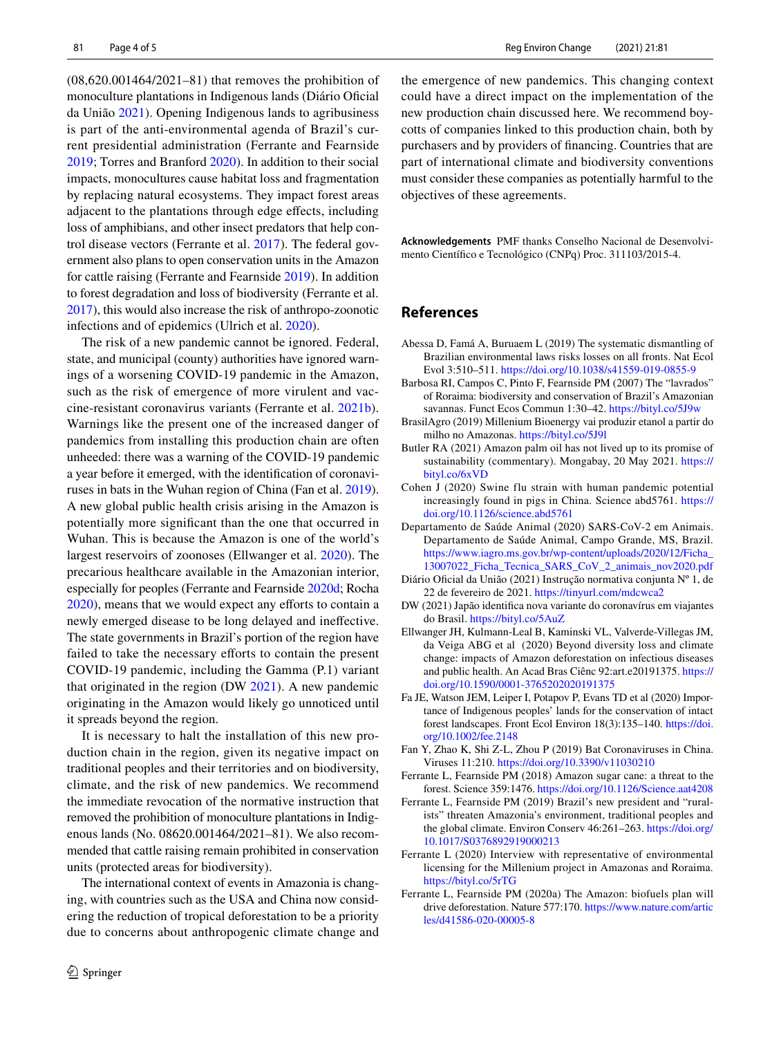(08,620.001464/2021–81) that removes the prohibition of monoculture plantations in Indigenous lands (Diário Oficial da União 2021). Opening Indigenous lands to agribusiness is part of the anti-environmental agenda of Brazil's current presidential administration (Ferrante and Fearnside 2019; Torres and Branford 2020). In addition to their social impacts, monocultures cause habitat loss and fragmentation by replacing natural ecosystems. They impact forest areas adjacent to the plantations through edge effects, including loss of amphibians, and other insect predators that help control disease vectors (Ferrante et al. 2017). The federal government also plans to open conservation units in the Amazon for cattle raising (Ferrante and Fearnside 2019). In addition to forest degradation and loss of biodiversity (Ferrante et al. 2017), this would also increase the risk of anthropo-zoonotic infections and of epidemics (Ulrich et al. 2020).

The risk of a new pandemic cannot be ignored. Federal, state, and municipal (county) authorities have ignored warnings of a worsening COVID-19 pandemic in the Amazon, such as the risk of emergence of more virulent and vaccine-resistant coronavirus variants (Ferrante et al. 2021b). Warnings like the present one of the increased danger of pandemics from installing this production chain are often unheeded: there was a warning of the COVID-19 pandemic a year before it emerged, with the identification of coronaviruses in bats in the Wuhan region of China (Fan et al. 2019). A new global public health crisis arising in the Amazon is potentially more significant than the one that occurred in Wuhan. This is because the Amazon is one of the world's largest reservoirs of zoonoses (Ellwanger et al. 2020). The precarious healthcare available in the Amazonian interior, especially for peoples (Ferrante and Fearnside 2020d; Rocha 2020), means that we would expect any efforts to contain a newly emerged disease to be long delayed and ineffective. The state governments in Brazil's portion of the region have failed to take the necessary efforts to contain the present COVID-19 pandemic, including the Gamma (P.1) variant that originated in the region (DW 2021). A new pandemic originating in the Amazon would likely go unnoticed until it spreads beyond the region.

It is necessary to halt the installation of this new production chain in the region, given its negative impact on traditional peoples and their territories and on biodiversity, climate, and the risk of new pandemics. We recommend the immediate revocation of the normative instruction that removed the prohibition of monoculture plantations in Indigenous lands (No. 08620.001464/2021–81). We also recommended that cattle raising remain prohibited in conservation units (protected areas for biodiversity).

The international context of events in Amazonia is changing, with countries such as the USA and China now considering the reduction of tropical deforestation to be a priority due to concerns about anthropogenic climate change and the emergence of new pandemics. This changing context could have a direct impact on the implementation of the new production chain discussed here. We recommend boycotts of companies linked to this production chain, both by purchasers and by providers of financing. Countries that are part of international climate and biodiversity conventions must consider these companies as potentially harmful to the objectives of these agreements.

**Acknowledgements** PMF thanks Conselho Nacional de Desenvolvimento Científico e Tecnológico (CNPq) Proc. 311103/2015-4.

## References

Abessa D, Famá A, Buruaem L (2019) The systematic dismantling of Brazilian environmental laws risks losses on all fronts. Nat Ecol Evol 3:510–511. https://doi.org/10.1038/s41559-019-0855-9

Barbosa RI, Campos C, Pinto F, Fearnside PM (2007) The "lavrados" of Roraima: biodiversity and conservation of Brazil's Amazonian savannas. Funct Ecos Commun 1:30–42. https://bityl.co/5J9w

BrasilAgro (2019) Millenium Bioenergy vai produzir etanol a partir do milho no Amazonas. https://bityl.co/5J9l

Butler RA (2021) Amazon palm oil has not lived up to its promise of sustainability (commentary). Mongabay, 20 May 2021. https://bityl.co/6xVD

Cohen J (2020) Swine flu strain with human pandemic potential increasingly found in pigs in China. Science abd5761. https://doi.org/10.1126/science.abd5761

Departamento de Saúde Animal (2020) SARS-CoV-2 em Animais. Departamento de Saúde Animal, Campo Grande, MS, Brazil. https://www.iagro.ms.gov.br/wp-content/uploads/2020/12/Ficha_13007022_Ficha_Tecnica_SARS_CoV_2_animais_nov2020.pdf

Diário Oficial da União (2021) Instrução normativa conjunta Nº 1, de 22 de fevereiro de 2021. https://tinyurl.com/mdcwca2

DW (2021) Japão identifica nova variante do coronavírus em viajantes do Brasil. https://bityl.co/5AuZ

Ellwanger JH, Kulmann-Leal B, Kaminski VL, Valverde-Villegas JM, da Veiga ABG et al (2020) Beyond diversity loss and climate change: impacts of Amazon deforestation on infectious diseases and public health. An Acad Bras Ciênc 92:art.e20191375. https://doi.org/10.1590/0001-3765202020191375

Fa JE, Watson JEM, Leiper I, Potapov P, Evans TD et al (2020) Importance of Indigenous peoples' lands for the conservation of intact forest landscapes. Front Ecol Environ 18(3):135–140. https://doi.org/10.1002/fee.2148

Fan Y, Zhao K, Shi Z-L, Zhou P (2019) Bat Coronaviruses in China. Viruses 11:210. https://doi.org/10.3390/v11030210

Ferrante L, Fearnside PM (2018) Amazon sugar cane: a threat to the forest. Science 359:1476. https://doi.org/10.1126/Science.aat4208

Ferrante L, Fearnside PM (2019) Brazil's new president and "ruralists" threaten Amazonia's environment, traditional peoples and the global climate. Environ Conserv 46:261–263. https://doi.org/10.1017/S0376892919000213

Ferrante L (2020) Interview with representative of environmental licensing for the Millenium project in Amazonas and Roraima. https://bityl.co/5rTG

Ferrante L, Fearnside PM (2020a) The Amazon: biofuels plan will drive deforestation. Nature 577:170. https://www.nature.com/articles/d41586-020-00005-8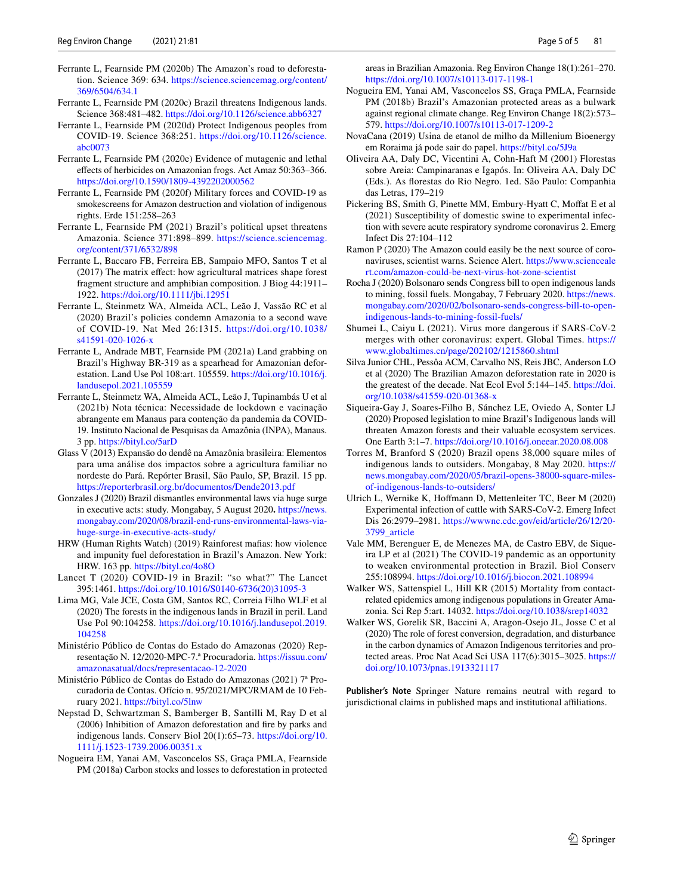Ferrante L, Fearnside PM (2020b) The Amazon's road to deforestation. Science 369: 634. https://science.sciencemag.org/content/369/6504/634.1

Ferrante L, Fearnside PM (2020c) Brazil threatens Indigenous lands. Science 368:481–482. https://doi.org/10.1126/science.abb6327

Ferrante L, Fearnside PM (2020d) Protect Indigenous peoples from COVID-19. Science 368:251. https://doi.org/10.1126/science.abc0073

Ferrante L, Fearnside PM (2020e) Evidence of mutagenic and lethal effects of herbicides on Amazonian frogs. Act Amaz 50:363–366. https://doi.org/10.1590/1809-4392202000562

Ferrante L, Fearnside PM (2020f) Military forces and COVID-19 as smokescreens for Amazon destruction and violation of indigenous rights. Erde 151:258–263

Ferrante L, Fearnside PM (2021) Brazil's political upset threatens Amazonia. Science 371:898–899. https://science.sciencemag.org/content/371/6532/898

Ferrante L, Baccaro FB, Ferreira EB, Sampaio MFO, Santos T et al (2017) The matrix effect: how agricultural matrices shape forest fragment structure and amphibian composition. J Biog 44:1911–1922. https://doi.org/10.1111/jbi.12951

Ferrante L, Steinmetz WA, Almeida ACL, Leão J, Vassão RC et al (2020) Brazil's policies condemn Amazonia to a second wave of COVID-19. Nat Med 26:1315. https://doi.org/10.1038/s41591-020-1026-x

Ferrante L, Andrade MBT, Fearnside PM (2021a) Land grabbing on Brazil's Highway BR-319 as a spearhead for Amazonian deforestation. Land Use Pol 108:art. 105559. https://doi.org/10.1016/j.landusepol.2021.105559

Ferrante L, Steinmetz WA, Almeida ACL, Leão J, Tupinambás U et al (2021b) Nota técnica: Necessidade de lockdown e vacinação abrangente em Manaus para contenção da pandemia da COVID-19. Instituto Nacional de Pesquisas da Amazônia (INPA), Manaus. 3 pp. https://bityl.co/5arD

Glass V (2013) Expansão do dendê na Amazônia brasileira: Elementos para uma análise dos impactos sobre a agricultura familiar no nordeste do Pará. Repórter Brasil, São Paulo, SP, Brazil. 15 pp. https://reporterbrasil.org.br/documentos/Dende2013.pdf

Gonzales J (2020) Brazil dismantles environmental laws via huge surge in executive acts: study. Mongabay, 5 August 2020**.** https://news.mongabay.com/2020/08/brazil-end-runs-environmental-laws-via-huge-surge-in-executive-acts-study/

HRW (Human Rights Watch) (2019) Rainforest mafias: how violence and impunity fuel deforestation in Brazil's Amazon. New York: HRW. 163 pp. https://bityl.co/4o8O

Lancet T (2020) COVID-19 in Brazil: "so what?" The Lancet 395:1461. https://doi.org/10.1016/S0140-6736(20)31095-3

Lima MG, Vale JCE, Costa GM, Santos RC, Correia Filho WLF et al (2020) The forests in the indigenous lands in Brazil in peril. Land Use Pol 90:104258. https://doi.org/10.1016/j.landusepol.2019.104258

Ministério Público de Contas do Estado do Amazonas (2020) Representação N. 12/2020-MPC-7.ª Procuradoria. https://issuu.com/amazonasatual/docs/representacao-12-2020

Ministério Público de Contas do Estado do Amazonas (2021) 7ª Procuradoria de Contas. Ofício n. 95/2021/MPC/RMAM de 10 February 2021. https://bityl.co/5lnw

Nepstad D, Schwartzman S, Bamberger B, Santilli M, Ray D et al (2006) Inhibition of Amazon deforestation and fire by parks and indigenous lands. Conserv Biol 20(1):65–73. https://doi.org/10.1111/j.1523-1739.2006.00351.x

Nogueira EM, Yanai AM, Vasconcelos SS, Graça PMLA, Fearnside PM (2018a) Carbon stocks and losses to deforestation in protected areas in Brazilian Amazonia. Reg Environ Change 18(1):261–270. https://doi.org/10.1007/s10113-017-1198-1

Nogueira EM, Yanai AM, Vasconcelos SS, Graça PMLA, Fearnside PM (2018b) Brazil's Amazonian protected areas as a bulwark against regional climate change. Reg Environ Change 18(2):573–579. https://doi.org/10.1007/s10113-017-1209-2

NovaCana (2019) Usina de etanol de milho da Millenium Bioenergy em Roraima já pode sair do papel. https://bityl.co/5J9a

Oliveira AA, Daly DC, Vicentini A, Cohn-Haft M (2001) Florestas sobre Areia: Campinaranas e Igapós. In: Oliveira AA, Daly DC (Eds.). As florestas do Rio Negro. 1ed. São Paulo: Companhia das Letras, 179–219

Pickering BS, Smith G, Pinette MM, Embury-Hyatt C, Moffat E et al (2021) Susceptibility of domestic swine to experimental infection with severe acute respiratory syndrome coronavirus 2. Emerg Infect Dis 27:104–112

Ramon P (2020) The Amazon could easily be the next source of coronaviruses, scientist warns. Science Alert. https://www.sciencealert.com/amazon-could-be-next-virus-hot-zone-scientist

Rocha J (2020) Bolsonaro sends Congress bill to open indigenous lands to mining, fossil fuels. Mongabay, 7 February 2020. https://news.mongabay.com/2020/02/bolsonaro-sends-congress-bill-to-open-indigenous-lands-to-mining-fossil-fuels/

Shumei L, Caiyu L (2021). Virus more dangerous if SARS-CoV-2 merges with other coronavirus: expert. Global Times. https://www.globaltimes.cn/page/202102/1215860.shtml

Silva Junior CHL, Pessôa ACM, Carvalho NS, Reis JBC, Anderson LO et al (2020) The Brazilian Amazon deforestation rate in 2020 is the greatest of the decade. Nat Ecol Evol 5:144–145. https://doi.org/10.1038/s41559-020-01368-x

Siqueira-Gay J, Soares-Filho B, Sánchez LE, Oviedo A, Sonter LJ (2020) Proposed legislation to mine Brazil's Indigenous lands will threaten Amazon forests and their valuable ecosystem services. One Earth 3:1–7. https://doi.org/10.1016/j.oneear.2020.08.008

Torres M, Branford S (2020) Brazil opens 38,000 square miles of indigenous lands to outsiders. Mongabay, 8 May 2020. https://news.mongabay.com/2020/05/brazil-opens-38000-square-miles-of-indigenous-lands-to-outsiders/

Ulrich L, Wernike K, Hoffmann D, Mettenleiter TC, Beer M (2020) Experimental infection of cattle with SARS-CoV-2. Emerg Infect Dis 26:2979–2981. https://wwwnc.cdc.gov/eid/article/26/12/20-3799_article

Vale MM, Berenguer E, de Menezes MA, de Castro EBV, de Siqueira LP et al (2021) The COVID-19 pandemic as an opportunity to weaken environmental protection in Brazil. Biol Conserv 255:108994. https://doi.org/10.1016/j.biocon.2021.108994

Walker WS, Sattenspiel L, Hill KR (2015) Mortality from contact-related epidemics among indigenous populations in Greater Amazonia. Sci Rep 5:art. 14032. https://doi.org/10.1038/srep14032

Walker WS, Gorelik SR, Baccini A, Aragon-Osejo JL, Josse C et al (2020) The role of forest conversion, degradation, and disturbance in the carbon dynamics of Amazon Indigenous territories and protected areas. Proc Nat Acad Sci USA 117(6):3015–3025. https://doi.org/10.1073/pnas.1913321117

**Publisher's Note** Springer Nature remains neutral with regard to jurisdictional claims in published maps and institutional affiliations.